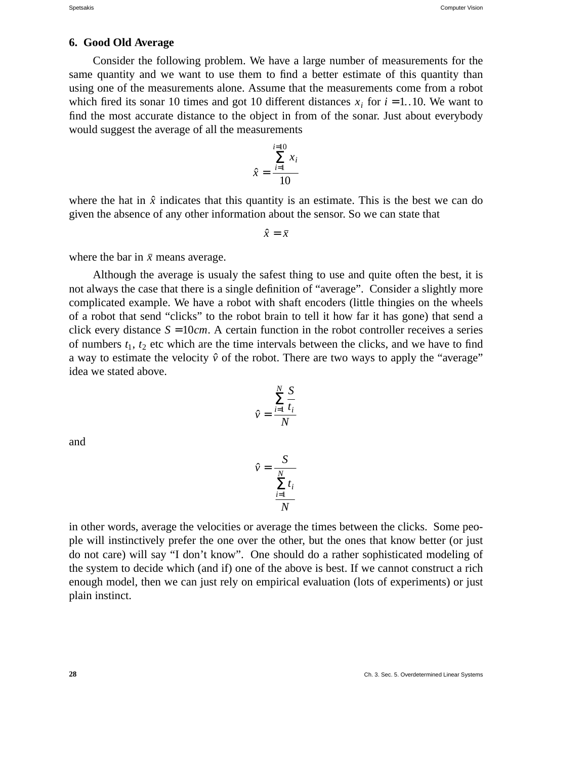## 6. Good Old Average

Consider the following problem. We have a large number of measurements for the same quantity and we want to use them to find a better estimate of this quantity than using one of the measurements alone. Assume that the measurements come from a robot which fired its sonar 10 times and got 10 different distances $x_i$ for $i = 1..10$. We want to find the most accurate distance to the object in from of the sonar. Just about everybody would suggest the average of all the measurements

$$\hat{x} = \frac{\sum_{i=1}^{i=10} x_i}{10}$$

where the hat in $\hat{x}$ indicates that this quantity is an estimate. This is the best we can do given the absence of any other information about the sensor. So we can state that

$$\hat{x} = \bar{x}$$

where the bar in $\bar{x}$ means average.

Although the average is usualy the safest thing to use and quite often the best, it is not always the case that there is a single definition of "average". Consider a slightly more complicated example. We have a robot with shaft encoders (little thingies on the wheels of a robot that send "clicks" to the robot brain to tell it how far it has gone) that send a click every distance $S = 10cm$. A certain function in the robot controller receives a series of numbers $t_1$, $t_2$ etc which are the time intervals between the clicks, and we have to find a way to estimate the velocity $\hat{v}$ of the robot. There are two ways to apply the "average" idea we stated above.

$$\hat{v} = \frac{\sum_{i=1}^{N} \frac{S}{t_i}}{N}$$

and

$$\hat{v} = \frac{S}{\frac{\sum_{i=1}^{N} t_i}{N}}$$

in other words, average the velocities or average the times between the clicks. Some people will instinctively prefer the one over the other, but the ones that know better (or just do not care) will say "I don't know". One should do a rather sophisticated modeling of the system to decide which (and if) one of the above is best. If we cannot construct a rich enough model, then we can just rely on empirical evaluation (lots of experiments) or just plain instinct.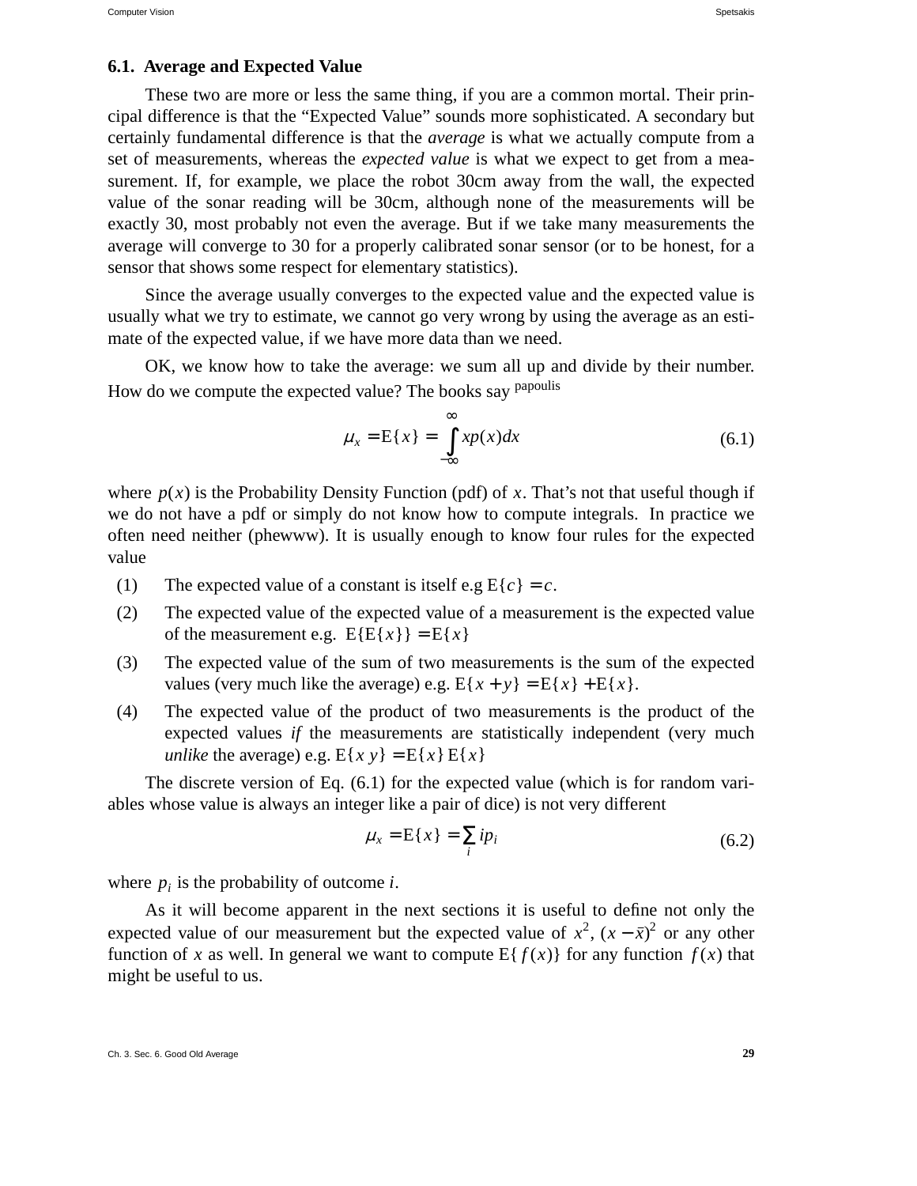### 6.1. Average and Expected Value

These two are more or less the same thing, if you are a common mortal. Their principal difference is that the "Expected Value" sounds more sophisticated. A secondary but certainly fundamental difference is that the *average* is what we actually compute from a set of measurements, whereas the *expected value* is what we expect to get from a measurement. If, for example, we place the robot 30cm away from the wall, the expected value of the sonar reading will be 30cm, although none of the measurements will be exactly 30, most probably not even the average. But if we take many measurements the average will converge to 30 for a properly calibrated sonar sensor (or to be honest, for a sensor that shows some respect for elementary statistics).

Since the average usually converges to the expected value and the expected value is usually what we try to estimate, we cannot go very wrong by using the average as an estimate of the expected value, if we have more data than we need.

OK, we know how to take the average: we sum all up and divide by their number. How do we compute the expected value? The books say [papoulis]

$$\mu_x = \mathrm{E}\{x\} = \int_{-\infty}^{\infty} x p(x) dx \tag{6.1}$$

where $p(x)$ is the Probability Density Function (pdf) of $x$. That's not that useful though if we do not have a pdf or simply do not know how to compute integrals. In practice we often need neither (phewww). It is usually enough to know four rules for the expected value

1. The expected value of a constant is itself e.g $\mathrm{E}\{c\} = c$.
2. The expected value of the expected value of a measurement is the expected value of the measurement e.g. $\mathrm{E}\{\mathrm{E}\{x\}\} = \mathrm{E}\{x\}$
3. The expected value of the sum of two measurements is the sum of the expected values (very much like the average) e.g. $\mathrm{E}\{x + y\} = \mathrm{E}\{x\} + \mathrm{E}\{x\}$.
4. The expected value of the product of two measurements is the product of the expected values *if* the measurements are statistically independent (very much *unlike* the average) e.g. $\mathrm{E}\{x\, y\} = \mathrm{E}\{x\}\,\mathrm{E}\{x\}$

The discrete version of Eq. (6.1) for the expected value (which is for random variables whose value is always an integer like a pair of dice) is not very different

$$\mu_x = \mathrm{E}\{x\} = \sum_i i p_i \tag{6.2}$$

where $p_i$ is the probability of outcome $i$.

As it will become apparent in the next sections it is useful to define not only the expected value of our measurement but the expected value of $x^2$, $(x - \bar{x})^2$ or any other function of $x$ as well. In general we want to compute $\mathrm{E}\{f(x)\}$ for any function $f(x)$ that might be useful to us.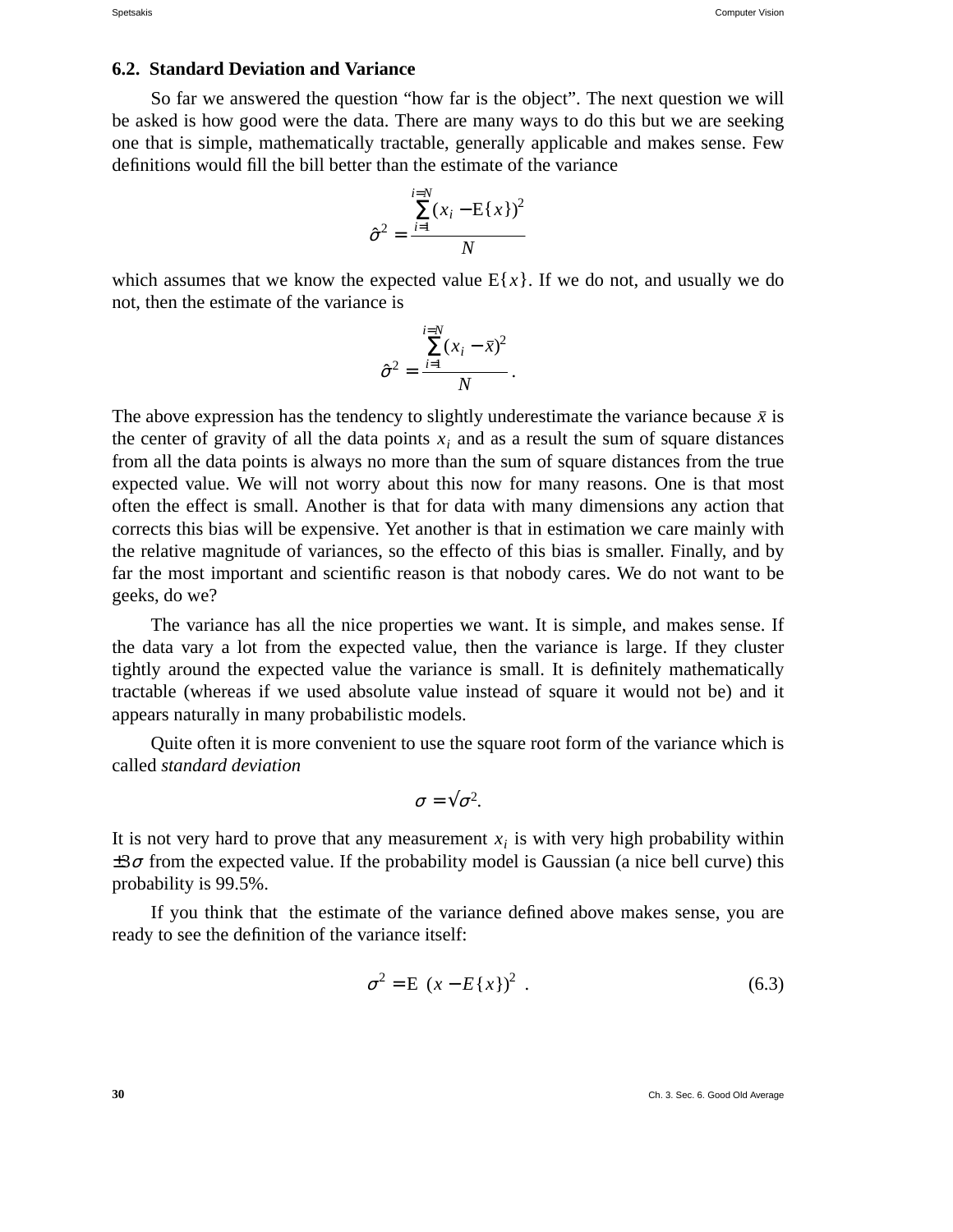## 6.2. Standard Deviation and Variance

So far we answered the question "how far is the object". The next question we will be asked is how good were the data. There are many ways to do this but we are seeking one that is simple, mathematically tractable, generally applicable and makes sense. Few definitions would fill the bill better than the estimate of the variance

$$\hat{\sigma}^2 = \frac{\sum_{i=1}^{i=N} (x_i - \mathrm{E}\{x\})^2}{N}$$

which assumes that we know the expected value $\mathrm{E}\{x\}$. If we do not, and usually we do not, then the estimate of the variance is

$$\hat{\sigma}^2 = \frac{\sum_{i=1}^{i=N} (x_i - \bar{x})^2}{N} .$$

The above expression has the tendency to slightly underestimate the variance because $\bar{x}$ is the center of gravity of all the data points $x_i$ and as a result the sum of square distances from all the data points is always no more than the sum of square distances from the true expected value. We will not worry about this now for many reasons. One is that most often the effect is small. Another is that for data with many dimensions any action that corrects this bias will be expensive. Yet another is that in estimation we care mainly with the relative magnitude of variances, so the effecto of this bias is smaller. Finally, and by far the most important and scientific reason is that nobody cares. We do not want to be geeks, do we?

The variance has all the nice properties we want. It is simple, and makes sense. If the data vary a lot from the expected value, then the variance is large. If they cluster tightly around the expected value the variance is small. It is definitely mathematically tractable (whereas if we used absolute value instead of square it would not be) and it appears naturally in many probabilistic models.

Quite often it is more convenient to use the square root form of the variance which is called *standard deviation*

$$\sigma = \sqrt{\sigma^2}.$$

It is not very hard to prove that any measurement $x_i$ is with very high probability within $\pm 3\sigma$ from the expected value. If the probability model is Gaussian (a nice bell curve) this probability is 99.5%.

If you think that the estimate of the variance defined above makes sense, you are ready to see the definition of the variance itself:

$$\sigma^2 = \mathrm{E}\left\{ (x - E\{x\})^2 \right\} . \tag{6.3}$$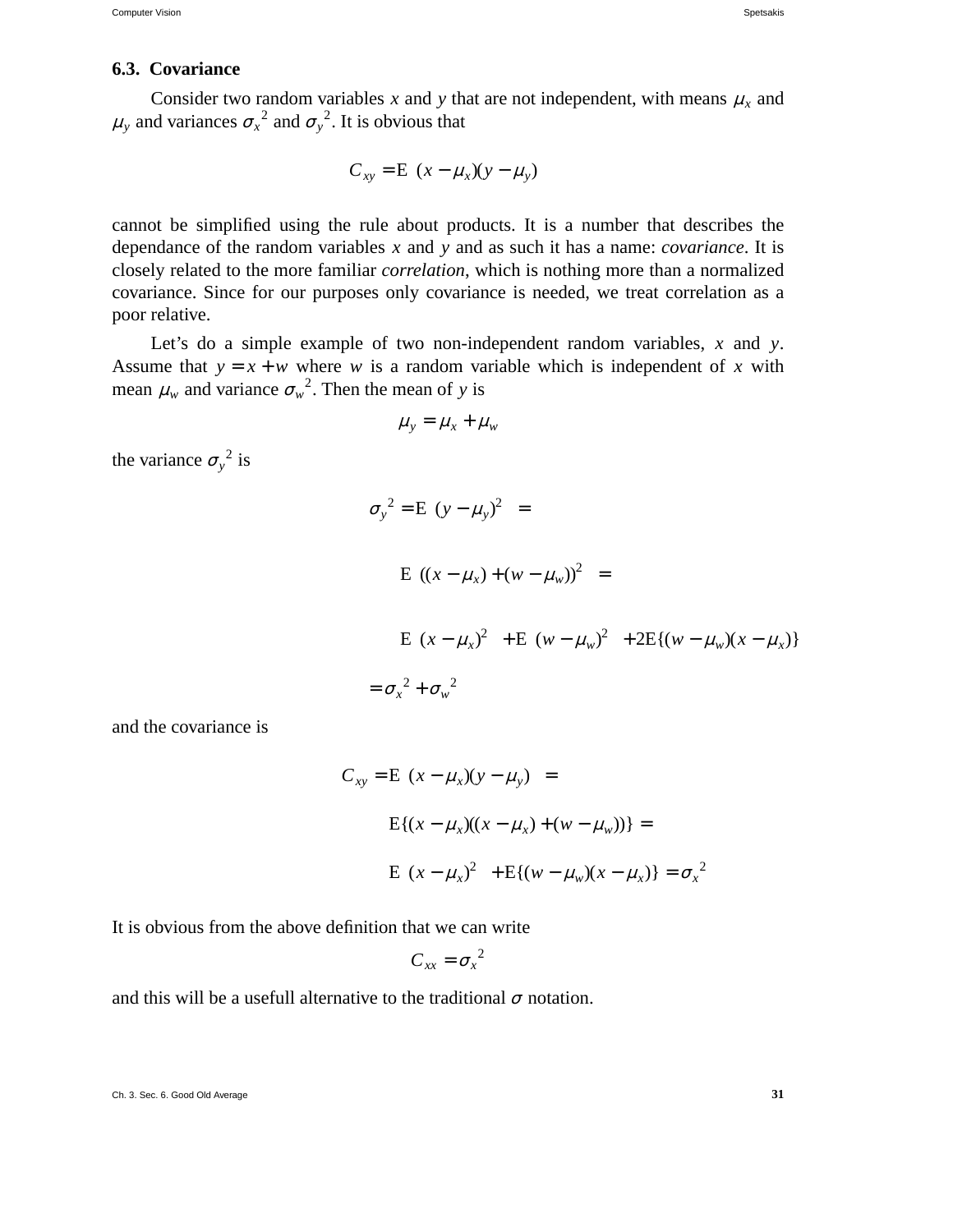### 6.3. Covariance

Consider two random variables $x$ and $y$ that are not independent, with means $\mu_x$ and $\mu_y$ and variances $\sigma_x{}^2$ and $\sigma_y{}^2$. It is obvious that

$$C_{xy} = \mathrm{E}\{(x - \mu_x)(y - \mu_y)\}$$

cannot be simplified using the rule about products. It is a number that describes the dependance of the random variables $x$ and $y$ and as such it has a name: *covariance*. It is closely related to the more familiar *correlation*, which is nothing more than a normalized covariance. Since for our purposes only covariance is needed, we treat correlation as a poor relative.

Let's do a simple example of two non-independent random variables, $x$ and $y$. Assume that $y = x + w$ where $w$ is a random variable which is independent of $x$ with mean $\mu_w$ and variance $\sigma_w{}^2$. Then the mean of $y$ is

$$\mu_y = \mu_x + \mu_w$$

the variance $\sigma_y{}^2$ is

$$\begin{aligned}
\sigma_y{}^2 &= \mathrm{E}\{(y - \mu_y)^2\} = \\
&\mathrm{E}\{((x - \mu_x) + (w - \mu_w))^2\} = \\
&\mathrm{E}\{(x - \mu_x)^2\} + \mathrm{E}\{(w - \mu_w)^2\} + 2\mathrm{E}\{(w - \mu_w)(x - \mu_x)\} \\
&= \sigma_x{}^2 + \sigma_w{}^2
\end{aligned}$$

and the covariance is

$$\begin{aligned}
C_{xy} &= \mathrm{E}\{(x - \mu_x)(y - \mu_y)\} = \\
&\mathrm{E}\{(x - \mu_x)((x - \mu_x) + (w - \mu_w))\} = \\
&\mathrm{E}\{(x - \mu_x)^2\} + \mathrm{E}\{(w - \mu_w)(x - \mu_x)\} = \sigma_x{}^2
\end{aligned}$$

It is obvious from the above definition that we can write

$$C_{xx} = \sigma_x{}^2$$

and this will be a usefull alternative to the traditional $\sigma$ notation.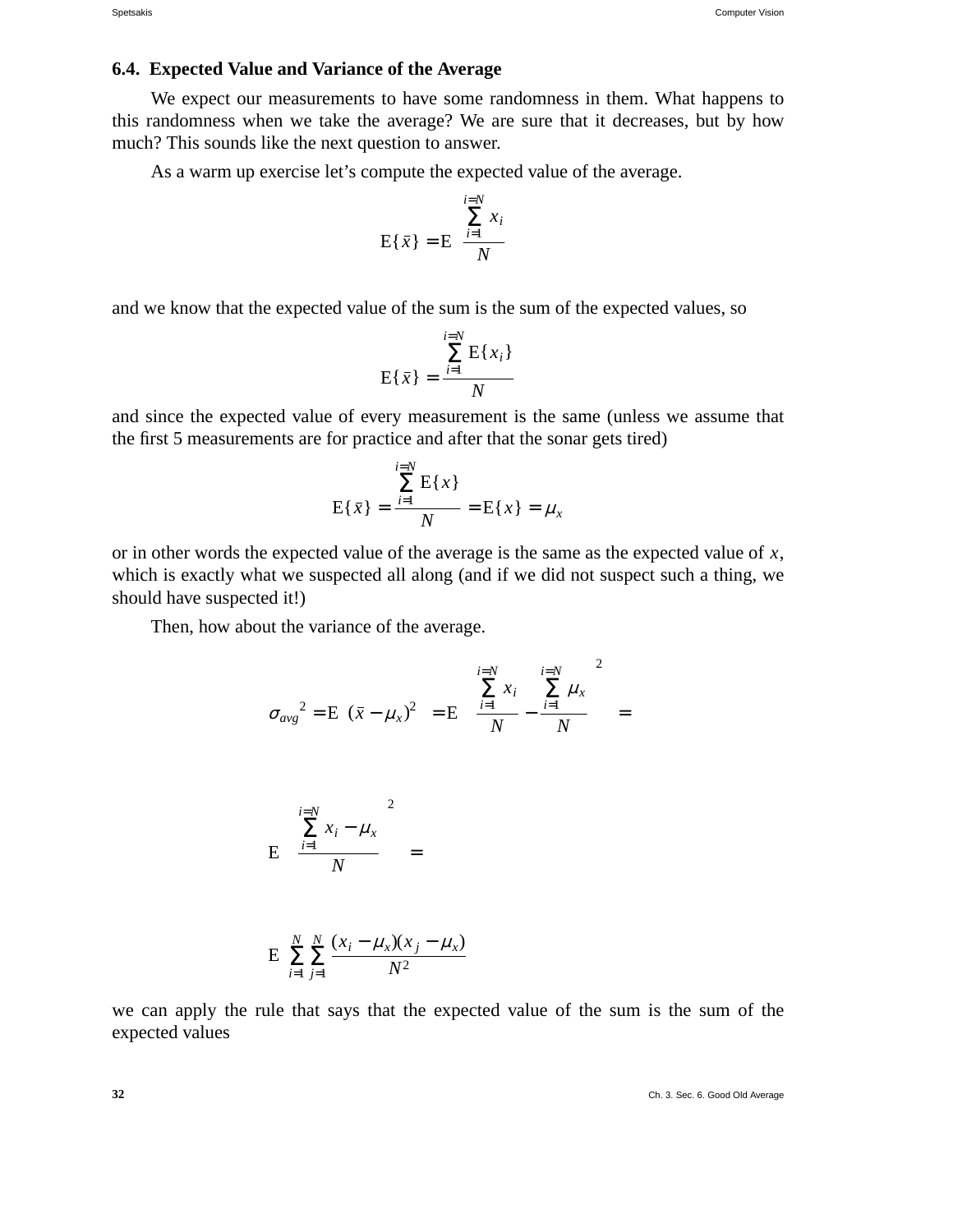### 6.4. Expected Value and Variance of the Average

We expect our measurements to have some randomness in them. What happens to this randomness when we take the average? We are sure that it decreases, but by how much? This sounds like the next question to answer.

As a warm up exercise let's compute the expected value of the average.

$$\mathrm{E}\{\bar{x}\} = \mathrm{E}\left\{ \frac{\sum_{i=1}^{i=N} x_i}{N} \right\}$$

and we know that the expected value of the sum is the sum of the expected values, so

$$\mathrm{E}\{\bar{x}\} = \frac{\sum_{i=1}^{i=N} \mathrm{E}\{x_i\}}{N}$$

and since the expected value of every measurement is the same (unless we assume that the first 5 measurements are for practice and after that the sonar gets tired)

$$\mathrm{E}\{\bar{x}\} = \frac{\sum_{i=1}^{i=N} \mathrm{E}\{x\}}{N} = \mathrm{E}\{x\} = \mu_x$$

or in other words the expected value of the average is the same as the expected value of $x$, which is exactly what we suspected all along (and if we did not suspect such a thing, we should have suspected it!)

Then, how about the variance of the average.

$$\sigma_{avg}{}^2 = \mathrm{E}\left\{ (\bar{x} - \mu_x)^2 \right\} = \mathrm{E}\left\{ \left( \frac{\sum_{i=1}^{i=N} x_i}{N} - \frac{\sum_{i=1}^{i=N} \mu_x}{N} \right)^2 \right\} =$$

$$\mathrm{E}\left\{ \left( \frac{\sum_{i=1}^{i=N} x_i - \mu_x}{N} \right)^2 \right\} =$$

$$\mathrm{E}\left\{ \sum_{i=1}^{N} \sum_{j=1}^{N} \frac{(x_i - \mu_x)(x_j - \mu_x)}{N^2} \right\}$$

we can apply the rule that says that the expected value of the sum is the sum of the expected values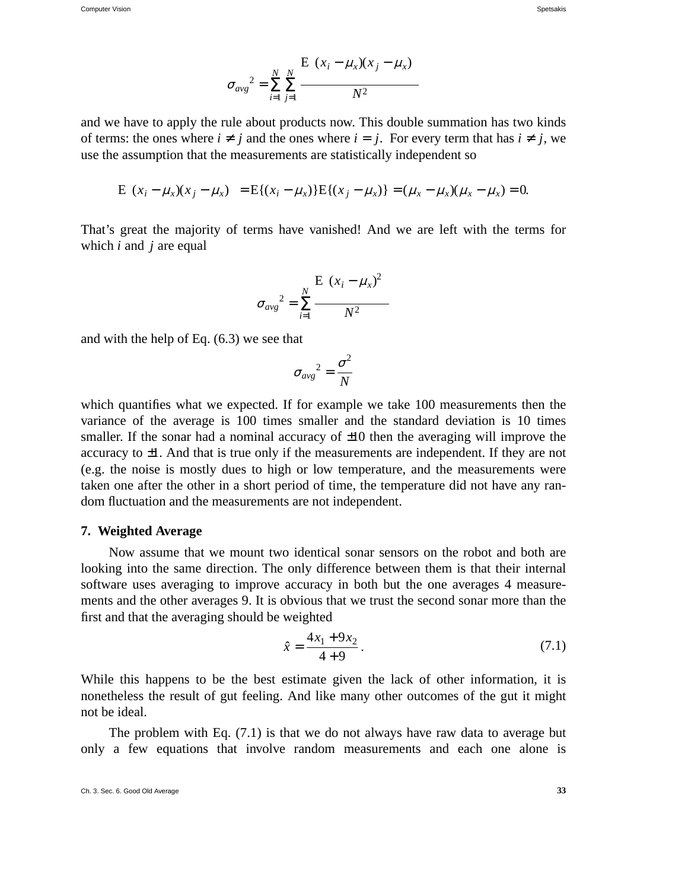$$\sigma_{avg}{}^2 = \sum_{i=1}^{N}\sum_{j=1}^{N} \frac{\mathrm{E}\ (x_i - \mu_x)(x_j - \mu_x)}{N^2}$$

and we have to apply the rule about products now. This double summation has two kinds of terms: the ones where $i \neq j$ and the ones where $i = j$. For every term that has $i \neq j$, we use the assumption that the measurements are statistically independent so

$$\mathrm{E}\ (x_i - \mu_x)(x_j - \mu_x) = \mathrm{E}\{(x_i - \mu_x)\}\mathrm{E}\{(x_j - \mu_x)\} = (\mu_x - \mu_x)(\mu_x - \mu_x) = 0.$$

That's great the majority of terms have vanished! And we are left with the terms for which $i$ and $j$ are equal

$$\sigma_{avg}{}^2 = \sum_{i=1}^{N} \frac{\mathrm{E}\ (x_i - \mu_x)^2}{N^2}$$

and with the help of Eq. (6.3) we see that

$$\sigma_{avg}{}^2 = \frac{\sigma^2}{N}$$

which quantifies what we expected. If for example we take 100 measurements then the variance of the average is 100 times smaller and the standard deviation is 10 times smaller. If the sonar had a nominal accuracy of $\pm 10$ then the averaging will improve the accuracy to $\pm 1$. And that is true only if the measurements are independent. If they are not (e.g. the noise is mostly dues to high or low temperature, and the measurements were taken one after the other in a short period of time, the temperature did not have any random fluctuation and the measurements are not independent.

## 7. Weighted Average

Now assume that we mount two identical sonar sensors on the robot and both are looking into the same direction. The only difference between them is that their internal software uses averaging to improve accuracy in both but the one averages 4 measurements and the other averages 9. It is obvious that we trust the second sonar more than the first and that the averaging should be weighted

$$\hat{x} = \frac{4x_1 + 9x_2}{4 + 9}. \tag{7.1}$$

While this happens to be the best estimate given the lack of other information, it is nonetheless the result of gut feeling. And like many other outcomes of the gut it might not be ideal.

The problem with Eq. (7.1) is that we do not always have raw data to average but only a few equations that involve random measurements and each one alone is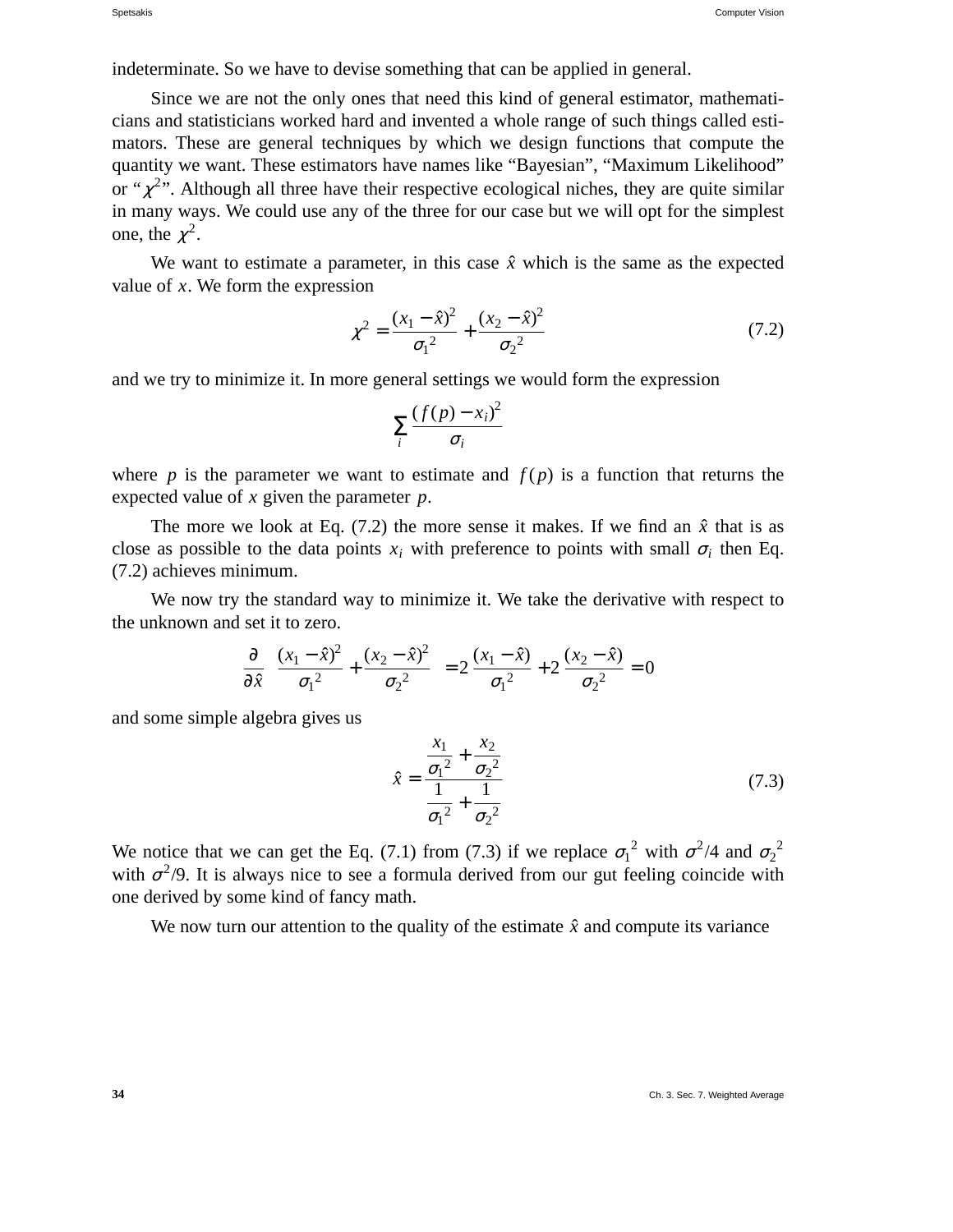indeterminate. So we have to devise something that can be applied in general.

Since we are not the only ones that need this kind of general estimator, mathematicians and statisticians worked hard and invented a whole range of such things called estimators. These are general techniques by which we design functions that compute the quantity we want. These estimators have names like “Bayesian”, “Maximum Likelihood” or “$\chi^2$”. Although all three have their respective ecological niches, they are quite similar in many ways. We could use any of the three for our case but we will opt for the simplest one, the $\chi^2$.

We want to estimate a parameter, in this case $\hat{x}$ which is the same as the expected value of $x$. We form the expression

$$\chi^2 = \frac{(x_1 - \hat{x})^2}{\sigma_1{}^2} + \frac{(x_2 - \hat{x})^2}{\sigma_2{}^2} \tag{7.2}$$

and we try to minimize it. In more general settings we would form the expression

$$\sum_i \frac{(f(p) - x_i)^2}{\sigma_i}$$

where $p$ is the parameter we want to estimate and $f(p)$ is a function that returns the expected value of $x$ given the parameter $p$.

The more we look at Eq. (7.2) the more sense it makes. If we find an $\hat{x}$ that is as close as possible to the data points $x_i$ with preference to points with small $\sigma_i$ then Eq. (7.2) achieves minimum.

We now try the standard way to minimize it. We take the derivative with respect to the unknown and set it to zero.

$$\frac{\partial}{\partial \hat{x}} \left( \frac{(x_1 - \hat{x})^2}{\sigma_1{}^2} + \frac{(x_2 - \hat{x})^2}{\sigma_2{}^2} \right) = 2\,\frac{(x_1 - \hat{x})}{\sigma_1{}^2} + 2\,\frac{(x_2 - \hat{x})}{\sigma_2{}^2} = 0$$

and some simple algebra gives us

$$\hat{x} = \frac{\dfrac{x_1}{\sigma_1{}^2} + \dfrac{x_2}{\sigma_2{}^2}}{\dfrac{1}{\sigma_1{}^2} + \dfrac{1}{\sigma_2{}^2}} \tag{7.3}$$

We notice that we can get the Eq. (7.1) from (7.3) if we replace $\sigma_1{}^2$ with $\sigma^2/4$ and $\sigma_2{}^2$ with $\sigma^2/9$. It is always nice to see a formula derived from our gut feeling coincide with one derived by some kind of fancy math.

We now turn our attention to the quality of the estimate $\hat{x}$ and compute its variance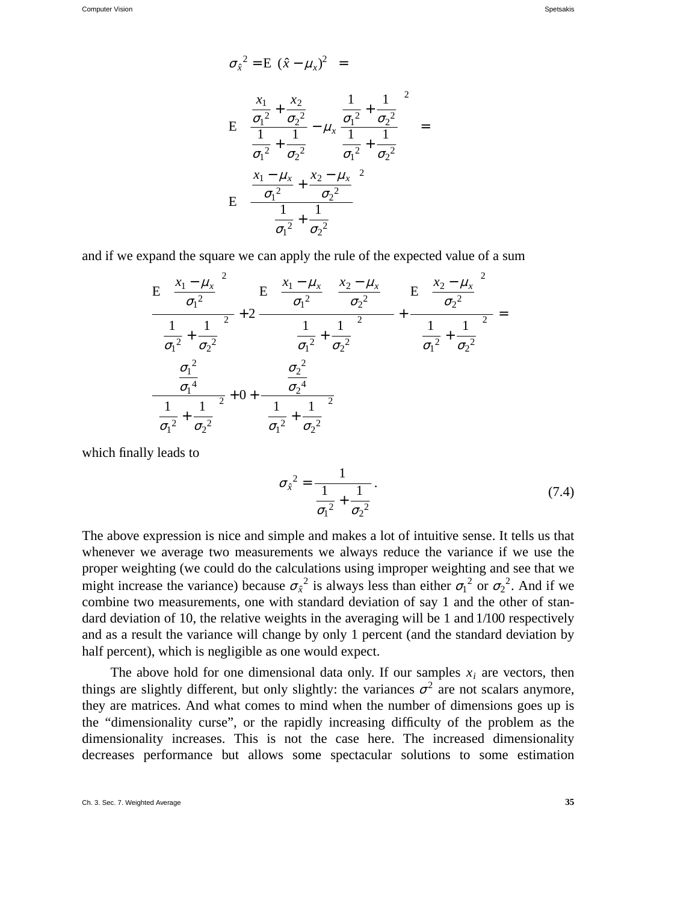$$\sigma_{\hat{x}}^2 = \mathrm{E}\left[(\hat{x} - \mu_x)^2\right] =$$

$$\mathrm{E}\left[\left(\frac{\dfrac{x_1}{\sigma_1^2} + \dfrac{x_2}{\sigma_2^2}}{\dfrac{1}{\sigma_1^2} + \dfrac{1}{\sigma_2^2}} - \mu_x \frac{\dfrac{1}{\sigma_1^2} + \dfrac{1}{\sigma_2^2}}{\dfrac{1}{\sigma_1^2} + \dfrac{1}{\sigma_2^2}}\right)^2\right] =$$

$$\mathrm{E}\left[\left(\frac{\dfrac{x_1 - \mu_x}{\sigma_1^2} + \dfrac{x_2 - \mu_x}{\sigma_2^2}}{\dfrac{1}{\sigma_1^2} + \dfrac{1}{\sigma_2^2}}\right)^2\right]$$

and if we expand the square we can apply the rule of the expected value of a sum

$$\frac{\mathrm{E}\left[\left(\dfrac{x_1 - \mu_x}{\sigma_1^2}\right)^2\right]}{\left(\dfrac{1}{\sigma_1^2} + \dfrac{1}{\sigma_2^2}\right)^2} + 2\frac{\mathrm{E}\left[\left(\dfrac{x_1 - \mu_x}{\sigma_1^2}\right)\left(\dfrac{x_2 - \mu_x}{\sigma_2^2}\right)\right]}{\left(\dfrac{1}{\sigma_1^2} + \dfrac{1}{\sigma_2^2}\right)^2} + \frac{\mathrm{E}\left[\left(\dfrac{x_2 - \mu_x}{\sigma_2^2}\right)^2\right]}{\left(\dfrac{1}{\sigma_1^2} + \dfrac{1}{\sigma_2^2}\right)^2} =$$

$$\frac{\dfrac{\sigma_1^2}{\sigma_1^4}}{\left(\dfrac{1}{\sigma_1^2} + \dfrac{1}{\sigma_2^2}\right)^2} + 0 + \frac{\dfrac{\sigma_2^2}{\sigma_2^4}}{\left(\dfrac{1}{\sigma_1^2} + \dfrac{1}{\sigma_2^2}\right)^2}$$

which finally leads to

$$\sigma_{\hat{x}}^2 = \frac{1}{\dfrac{1}{\sigma_1^2} + \dfrac{1}{\sigma_2^2}}. \tag{7.4}$$

The above expression is nice and simple and makes a lot of intuitive sense. It tells us that whenever we average two measurements we always reduce the variance if we use the proper weighting (we could do the calculations using improper weighting and see that we might increase the variance) because $\sigma_{\hat{x}}^2$ is always less than either $\sigma_1^2$ or $\sigma_2^2$. And if we combine two measurements, one with standard deviation of say 1 and the other of standard deviation of 10, the relative weights in the averaging will be 1 and 1/100 respectively and as a result the variance will change by only 1 percent (and the standard deviation by half percent), which is negligible as one would expect.

The above hold for one dimensional data only. If our samples $x_i$ are vectors, then things are slightly different, but only slightly: the variances $\sigma^2$ are not scalars anymore, they are matrices. And what comes to mind when the number of dimensions goes up is the "dimensionality curse", or the rapidly increasing difficulty of the problem as the dimensionality increases. This is not the case here. The increased dimensionality decreases performance but allows some spectacular solutions to some estimation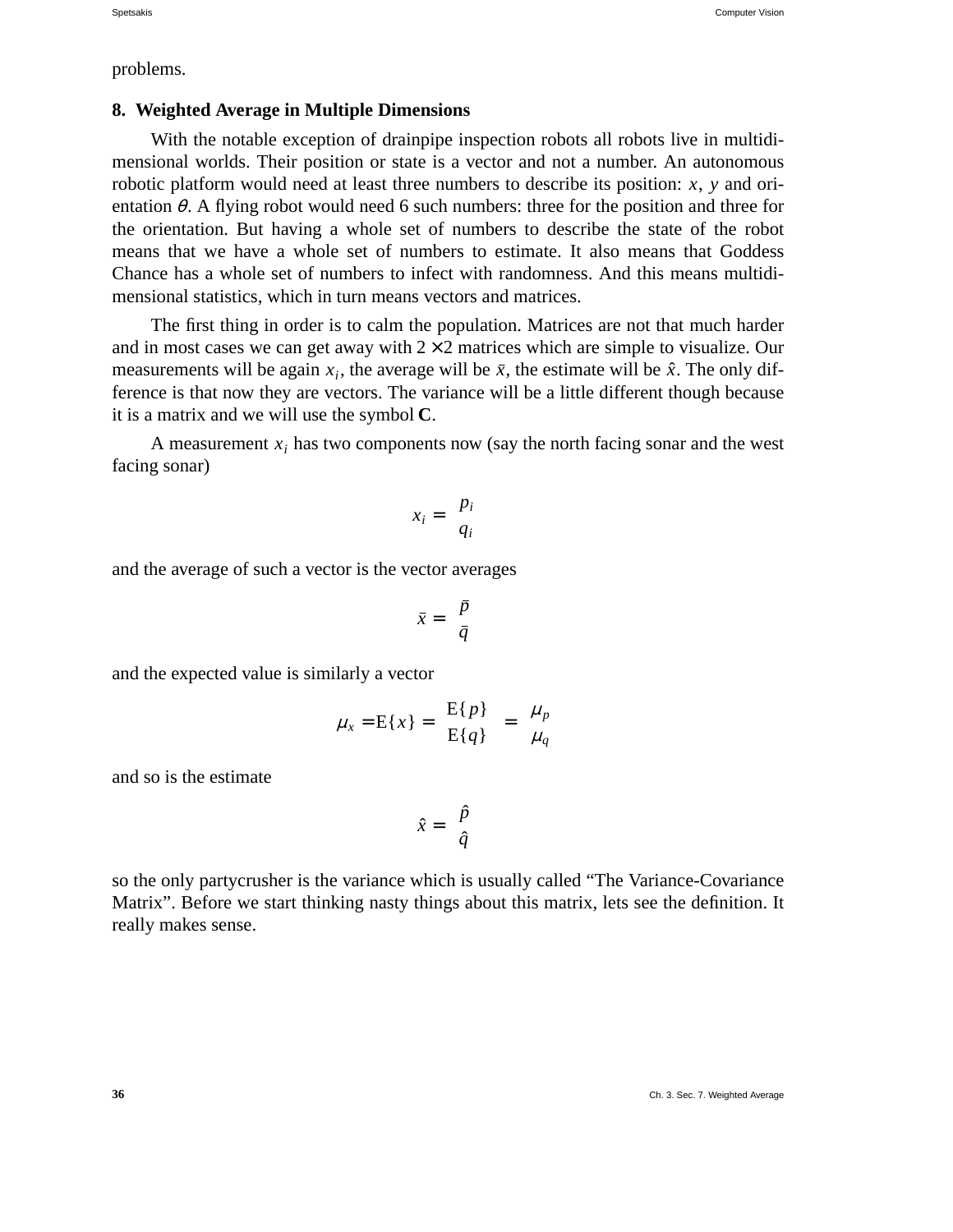problems.

## 8. Weighted Average in Multiple Dimensions

With the notable exception of drainpipe inspection robots all robots live in multidimensional worlds. Their position or state is a vector and not a number. An autonomous robotic platform would need at least three numbers to describe its position: $x$, $y$ and orientation $\theta$. A flying robot would need 6 such numbers: three for the position and three for the orientation. But having a whole set of numbers to describe the state of the robot means that we have a whole set of numbers to estimate. It also means that Goddess Chance has a whole set of numbers to infect with randomness. And this means multidimensional statistics, which in turn means vectors and matrices.

The first thing in order is to calm the population. Matrices are not that much harder and in most cases we can get away with $2 \times 2$ matrices which are simple to visualize. Our measurements will be again $x_i$, the average will be $\bar{x}$, the estimate will be $\hat{x}$. The only difference is that now they are vectors. The variance will be a little different though because it is a matrix and we will use the symbol **C**.

A measurement $x_i$ has two components now (say the north facing sonar and the west facing sonar)

$$x_i = \begin{bmatrix} p_i \\ q_i \end{bmatrix}$$

and the average of such a vector is the vector averages

$$\bar{x} = \begin{bmatrix} \bar{p} \\ \bar{q} \end{bmatrix}$$

and the expected value is similarly a vector

$$\mu_x = \mathrm{E}\{x\} = \begin{bmatrix} \mathrm{E}\{p\} \\ \mathrm{E}\{q\} \end{bmatrix} = \begin{bmatrix} \mu_p \\ \mu_q \end{bmatrix}$$

and so is the estimate

$$\hat{x} = \begin{bmatrix} \hat{p} \\ \hat{q} \end{bmatrix}$$

so the only partycrusher is the variance which is usually called “The Variance-Covariance Matrix”. Before we start thinking nasty things about this matrix, lets see the definition. It really makes sense.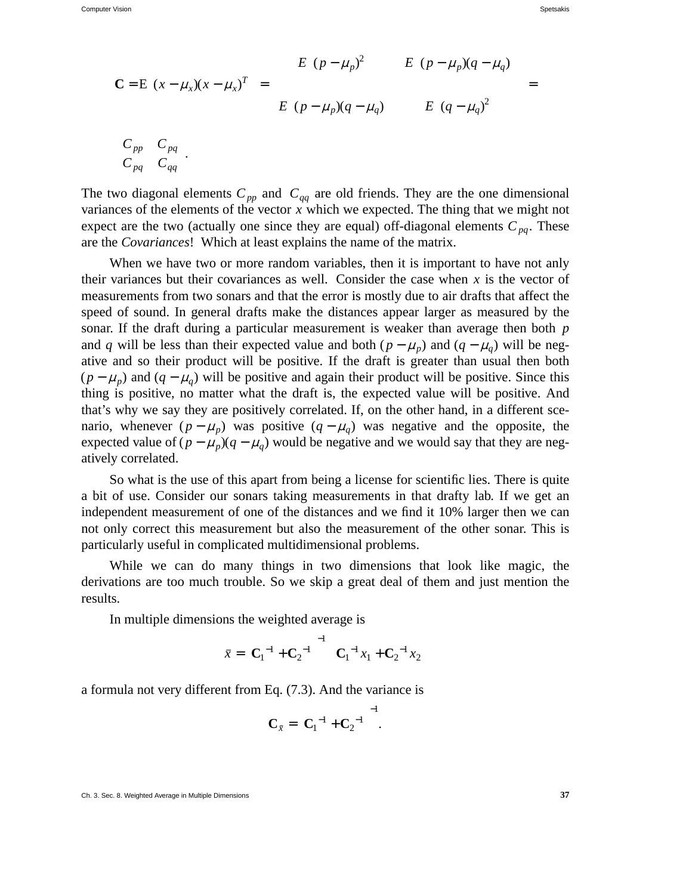$$\mathbf{C} = \mathrm{E}\left[(x - \mu_x)(x - \mu_x)^T\right] = \begin{bmatrix} E\left[(p - \mu_p)^2\right] & E\left[(p - \mu_p)(q - \mu_q)\right] \\ E\left[(p - \mu_p)(q - \mu_q)\right] & E\left[(q - \mu_q)^2\right] \end{bmatrix} =$$

$$\begin{bmatrix} C_{pp} & C_{pq} \\ C_{pq} & C_{qq} \end{bmatrix}.$$

The two diagonal elements $C_{pp}$ and $C_{qq}$ are old friends. They are the one dimensional variances of the elements of the vector $x$ which we expected. The thing that we might not expect are the two (actually one since they are equal) off-diagonal elements $C_{pq}$. These are the *Covariances*! Which at least explains the name of the matrix.

When we have two or more random variables, then it is important to have not anly their variances but their covariances as well. Consider the case when $x$ is the vector of measurements from two sonars and that the error is mostly due to air drafts that affect the speed of sound. In general drafts make the distances appear larger as measured by the sonar. If the draft during a particular measurement is weaker than average then both $p$ and $q$ will be less than their expected value and both $(p - \mu_p)$ and $(q - \mu_q)$ will be negative and so their product will be positive. If the draft is greater than usual then both $(p - \mu_p)$ and $(q - \mu_q)$ will be positive and again their product will be positive. Since this thing is positive, no matter what the draft is, the expected value will be positive. And that's why we say they are positively correlated. If, on the other hand, in a different scenario, whenever $(p - \mu_p)$ was positive $(q - \mu_q)$ was negative and the opposite, the expected value of $(p - \mu_p)(q - \mu_q)$ would be negative and we would say that they are negatively correlated.

So what is the use of this apart from being a license for scientific lies. There is quite a bit of use. Consider our sonars taking measurements in that drafty lab. If we get an independent measurement of one of the distances and we find it 10% larger then we can not only correct this measurement but also the measurement of the other sonar. This is particularly useful in complicated multidimensional problems.

While we can do many things in two dimensions that look like magic, the derivations are too much trouble. So we skip a great deal of them and just mention the results.

In multiple dimensions the weighted average is

$$\bar{x} = \left(\mathbf{C}_1^{-1} + \mathbf{C}_2^{-1}\right)^{-1}\left(\mathbf{C}_1^{-1} x_1 + \mathbf{C}_2^{-1} x_2\right)$$

a formula not very different from Eq. (7.3). And the variance is

$$\mathbf{C}_{\bar{x}} = \left(\mathbf{C}_1^{-1} + \mathbf{C}_2^{-1}\right)^{-1}.$$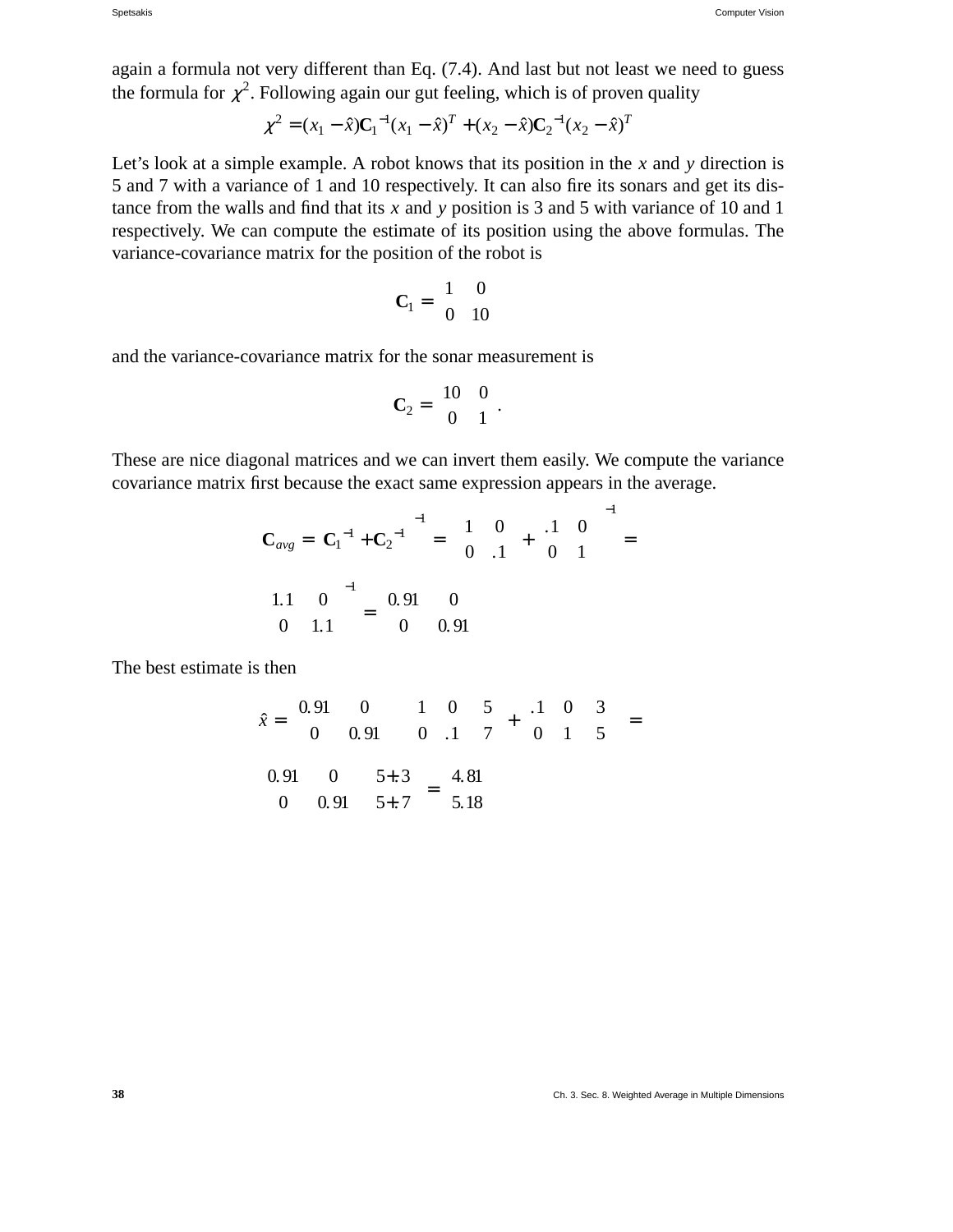again a formula not very different than Eq. (7.4). And last but not least we need to guess the formula for $\chi^2$. Following again our gut feeling, which is of proven quality

$$\chi^2 = (x_1 - \hat{x})\mathbf{C}_1^{-1}(x_1 - \hat{x})^T + (x_2 - \hat{x})\mathbf{C}_2^{-1}(x_2 - \hat{x})^T$$

Let's look at a simple example. A robot knows that its position in the $x$ and $y$ direction is 5 and 7 with a variance of 1 and 10 respectively. It can also fire its sonars and get its distance from the walls and find that its $x$ and $y$ position is 3 and 5 with variance of 10 and 1 respectively. We can compute the estimate of its position using the above formulas. The variance-covariance matrix for the position of the robot is

$$\mathbf{C}_1 = \begin{bmatrix} 1 & 0 \\ 0 & 10 \end{bmatrix}$$

and the variance-covariance matrix for the sonar measurement is

$$\mathbf{C}_2 = \begin{bmatrix} 10 & 0 \\ 0 & 1 \end{bmatrix}.$$

These are nice diagonal matrices and we can invert them easily. We compute the variance covariance matrix first because the exact same expression appears in the average.

$$\mathbf{C}_{avg} = \left(\mathbf{C}_1^{-1} + \mathbf{C}_2^{-1}\right)^{-1} = \left(\begin{bmatrix} 1 & 0 \\ 0 & .1 \end{bmatrix} + \begin{bmatrix} .1 & 0 \\ 0 & 1 \end{bmatrix}\right)^{-1} =$$

$$\begin{bmatrix} 1.1 & 0 \\ 0 & 1.1 \end{bmatrix}^{-1} = \begin{bmatrix} 0.91 & 0 \\ 0 & 0.91 \end{bmatrix}$$

The best estimate is then

$$\hat{x} = \begin{bmatrix} 0.91 & 0 \\ 0 & 0.91 \end{bmatrix}\left(\begin{bmatrix} 1 & 0 \\ 0 & .1 \end{bmatrix}\begin{bmatrix} 5 \\ 7 \end{bmatrix} + \begin{bmatrix} .1 & 0 \\ 0 & 1 \end{bmatrix}\begin{bmatrix} 3 \\ 5 \end{bmatrix}\right) =$$

$$\begin{bmatrix} 0.91 & 0 \\ 0 & 0.91 \end{bmatrix}\begin{bmatrix} 5 + .3 \\ 5 + .7 \end{bmatrix} = \begin{bmatrix} 4.81 \\ 5.18 \end{bmatrix}$$